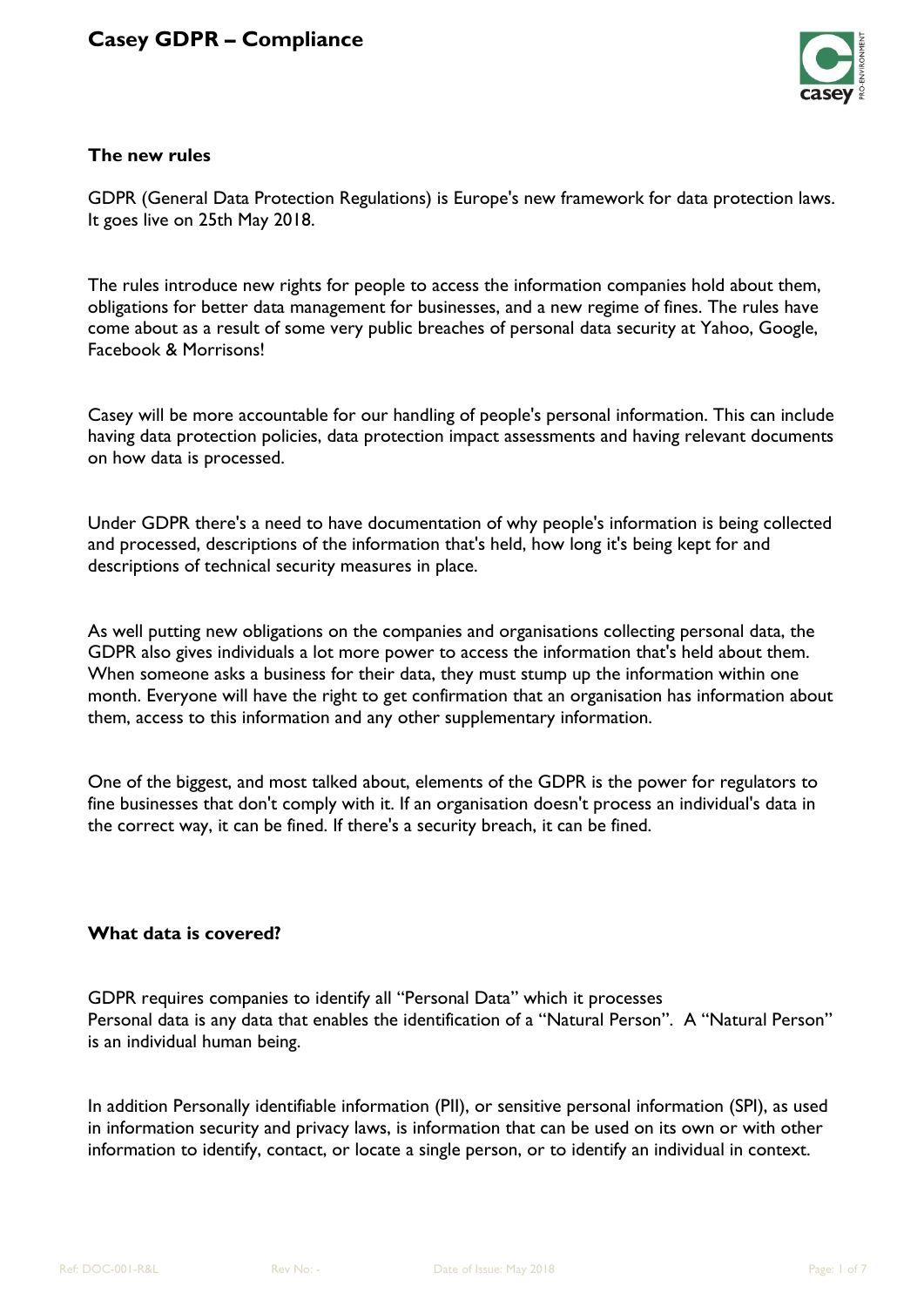# Casey GDPR – Compliance

## The new rules

GDPR (General Data Protection Regulations) is Europe's new framework for data protection laws. It goes live on 25th May 2018.

The rules introduce new rights for people to access the information companies hold about them, obligations for better data management for businesses, and a new regime of fines. The rules have come about as a result of some very public breaches of personal data security at Yahoo, Google, Facebook & Morrisons!

Casey will be more accountable for our handling of people's personal information. This can include having data protection policies, data protection impact assessments and having relevant documents on how data is processed.

Under GDPR there's a need to have documentation of why people's information is being collected and processed, descriptions of the information that's held, how long it's being kept for and descriptions of technical security measures in place.

As well putting new obligations on the companies and organisations collecting personal data, the GDPR also gives individuals a lot more power to access the information that's held about them. When someone asks a business for their data, they must stump up the information within one month. Everyone will have the right to get confirmation that an organisation has information about them, access to this information and any other supplementary information.

One of the biggest, and most talked about, elements of the GDPR is the power for regulators to fine businesses that don't comply with it. If an organisation doesn't process an individual's data in the correct way, it can be fined. If there's a security breach, it can be fined.

## What data is covered?

GDPR requires companies to identify all "Personal Data" which it processes
Personal data is any data that enables the identification of a "Natural Person". A "Natural Person" is an individual human being.

In addition Personally identifiable information (PII), or sensitive personal information (SPI), as used in information security and privacy laws, is information that can be used on its own or with other information to identify, contact, or locate a single person, or to identify an individual in context.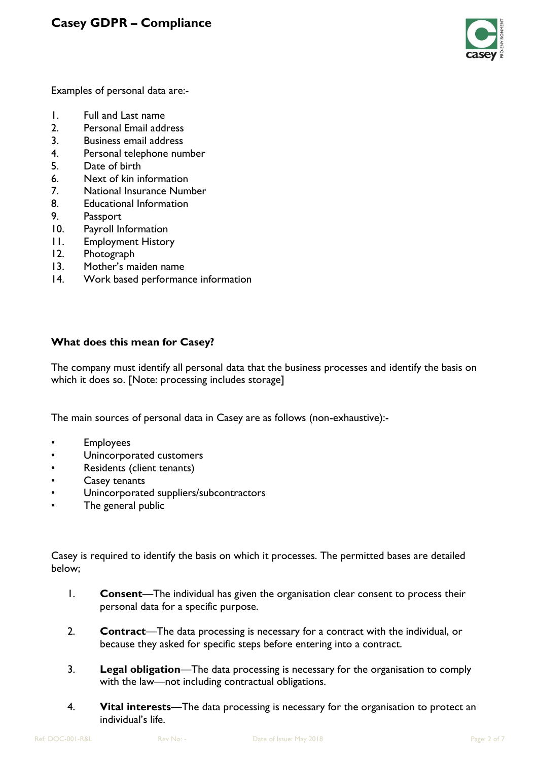Examples of personal data are:-

1. Full and Last name
2. Personal Email address
3. Business email address
4. Personal telephone number
5. Date of birth
6. Next of kin information
7. National Insurance Number
8. Educational Information
9. Passport
10. Payroll Information
11. Employment History
12. Photograph
13. Mother's maiden name
14. Work based performance information

**What does this mean for Casey?**

The company must identify all personal data that the business processes and identify the basis on which it does so. [Note: processing includes storage]

The main sources of personal data in Casey are as follows (non-exhaustive):-

- Employees
- Unincorporated customers
- Residents (client tenants)
- Casey tenants
- Unincorporated suppliers/subcontractors
- The general public

Casey is required to identify the basis on which it processes. The permitted bases are detailed below;

1. **Consent**—The individual has given the organisation clear consent to process their personal data for a specific purpose.

2. **Contract**—The data processing is necessary for a contract with the individual, or because they asked for specific steps before entering into a contract.

3. **Legal obligation**—The data processing is necessary for the organisation to comply with the law—not including contractual obligations.

4. **Vital interests**—The data processing is necessary for the organisation to protect an individual's life.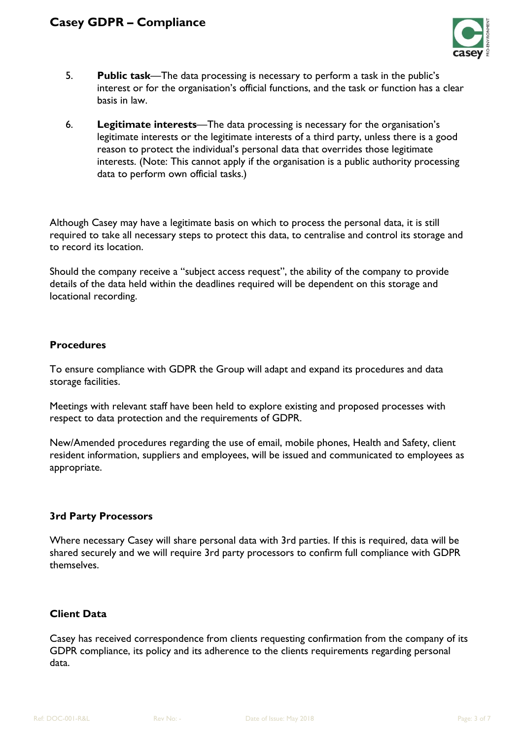5. **Public task**—The data processing is necessary to perform a task in the public's interest or for the organisation's official functions, and the task or function has a clear basis in law.

6. **Legitimate interests**—The data processing is necessary for the organisation's legitimate interests or the legitimate interests of a third party, unless there is a good reason to protect the individual's personal data that overrides those legitimate interests. (Note: This cannot apply if the organisation is a public authority processing data to perform own official tasks.)

Although Casey may have a legitimate basis on which to process the personal data, it is still required to take all necessary steps to protect this data, to centralise and control its storage and to record its location.

Should the company receive a "subject access request", the ability of the company to provide details of the data held within the deadlines required will be dependent on this storage and locational recording.

### Procedures

To ensure compliance with GDPR the Group will adapt and expand its procedures and data storage facilities.

Meetings with relevant staff have been held to explore existing and proposed processes with respect to data protection and the requirements of GDPR.

New/Amended procedures regarding the use of email, mobile phones, Health and Safety, client resident information, suppliers and employees, will be issued and communicated to employees as appropriate.

### 3rd Party Processors

Where necessary Casey will share personal data with 3rd parties. If this is required, data will be shared securely and we will require 3rd party processors to confirm full compliance with GDPR themselves.

### Client Data

Casey has received correspondence from clients requesting confirmation from the company of its GDPR compliance, its policy and its adherence to the clients requirements regarding personal data.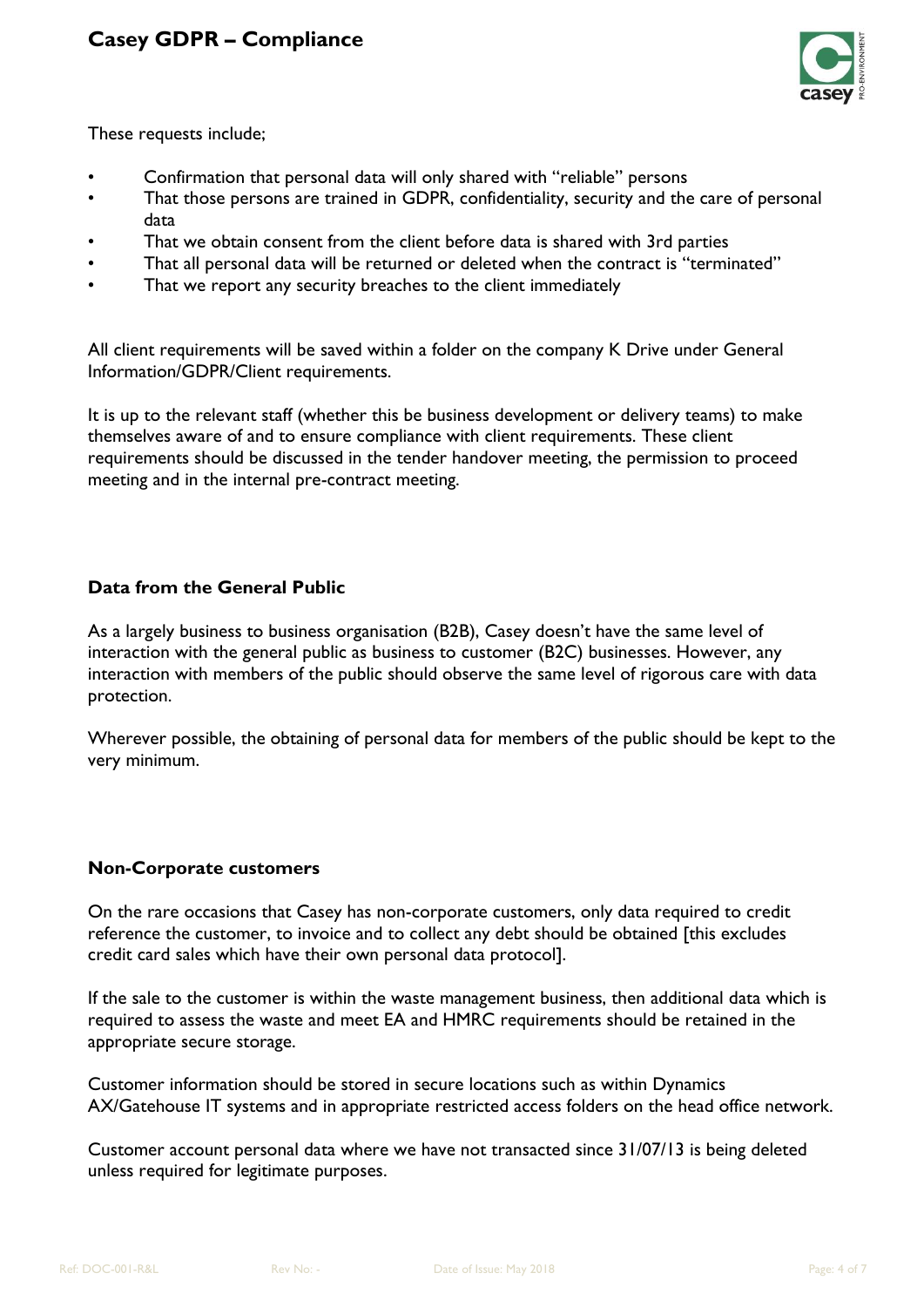These requests include;

- Confirmation that personal data will only shared with "reliable" persons
- That those persons are trained in GDPR, confidentiality, security and the care of personal data
- That we obtain consent from the client before data is shared with 3rd parties
- That all personal data will be returned or deleted when the contract is "terminated"
- That we report any security breaches to the client immediately

All client requirements will be saved within a folder on the company K Drive under General Information/GDPR/Client requirements.

It is up to the relevant staff (whether this be business development or delivery teams) to make themselves aware of and to ensure compliance with client requirements. These client requirements should be discussed in the tender handover meeting, the permission to proceed meeting and in the internal pre-contract meeting.

## Data from the General Public

As a largely business to business organisation (B2B), Casey doesn't have the same level of interaction with the general public as business to customer (B2C) businesses. However, any interaction with members of the public should observe the same level of rigorous care with data protection.

Wherever possible, the obtaining of personal data for members of the public should be kept to the very minimum.

## Non-Corporate customers

On the rare occasions that Casey has non-corporate customers, only data required to credit reference the customer, to invoice and to collect any debt should be obtained [this excludes credit card sales which have their own personal data protocol].

If the sale to the customer is within the waste management business, then additional data which is required to assess the waste and meet EA and HMRC requirements should be retained in the appropriate secure storage.

Customer information should be stored in secure locations such as within Dynamics AX/Gatehouse IT systems and in appropriate restricted access folders on the head office network.

Customer account personal data where we have not transacted since 31/07/13 is being deleted unless required for legitimate purposes.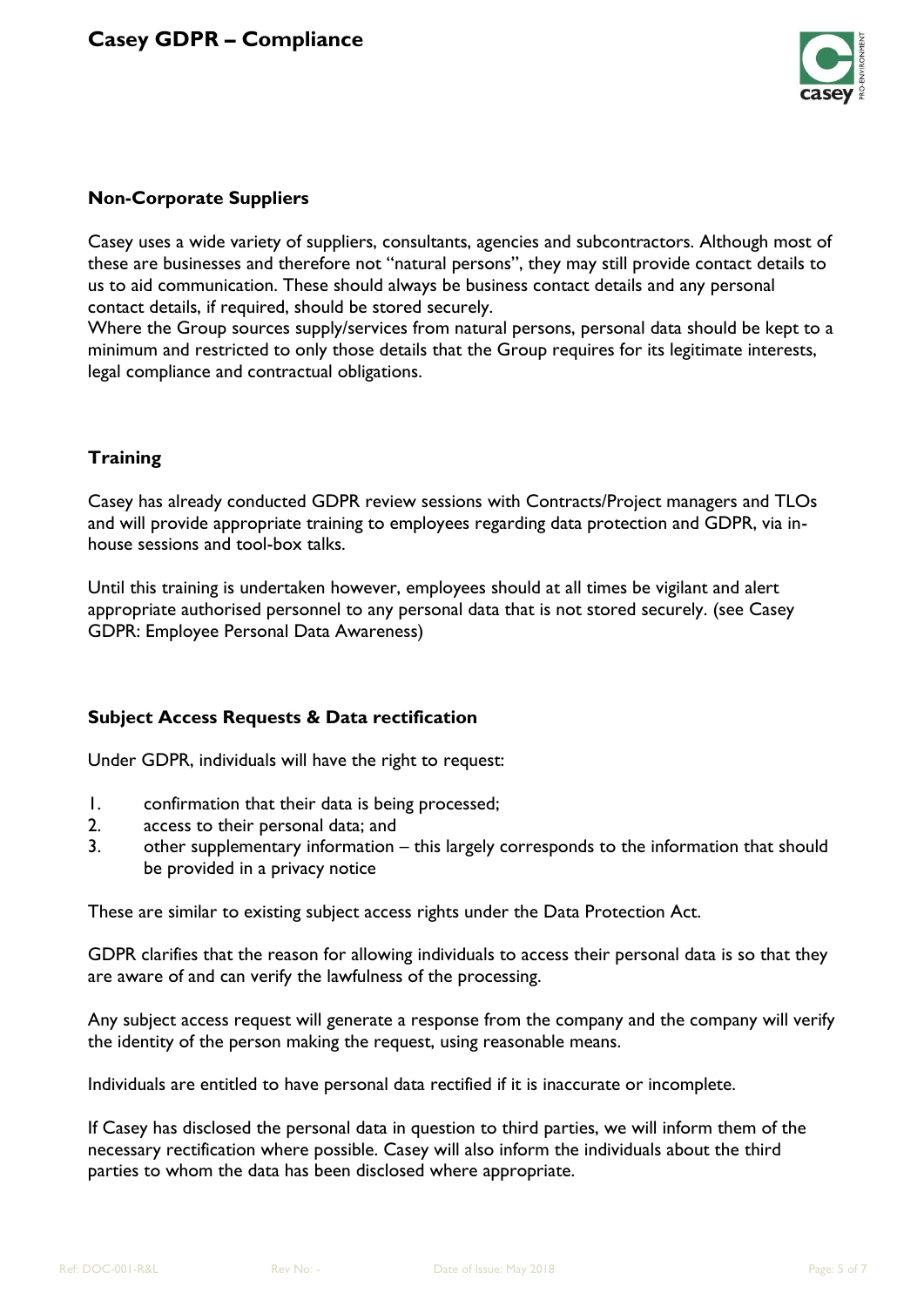## Non-Corporate Suppliers

Casey uses a wide variety of suppliers, consultants, agencies and subcontractors. Although most of these are businesses and therefore not "natural persons", they may still provide contact details to us to aid communication. These should always be business contact details and any personal contact details, if required, should be stored securely.
Where the Group sources supply/services from natural persons, personal data should be kept to a minimum and restricted to only those details that the Group requires for its legitimate interests, legal compliance and contractual obligations.

## Training

Casey has already conducted GDPR review sessions with Contracts/Project managers and TLOs and will provide appropriate training to employees regarding data protection and GDPR, via in-house sessions and tool-box talks.

Until this training is undertaken however, employees should at all times be vigilant and alert appropriate authorised personnel to any personal data that is not stored securely. (see Casey GDPR: Employee Personal Data Awareness)

## Subject Access Requests & Data rectification

Under GDPR, individuals will have the right to request:

1. confirmation that their data is being processed;
2. access to their personal data; and
3. other supplementary information – this largely corresponds to the information that should be provided in a privacy notice

These are similar to existing subject access rights under the Data Protection Act.

GDPR clarifies that the reason for allowing individuals to access their personal data is so that they are aware of and can verify the lawfulness of the processing.

Any subject access request will generate a response from the company and the company will verify the identity of the person making the request, using reasonable means.

Individuals are entitled to have personal data rectified if it is inaccurate or incomplete.

If Casey has disclosed the personal data in question to third parties, we will inform them of the necessary rectification where possible. Casey will also inform the individuals about the third parties to whom the data has been disclosed where appropriate.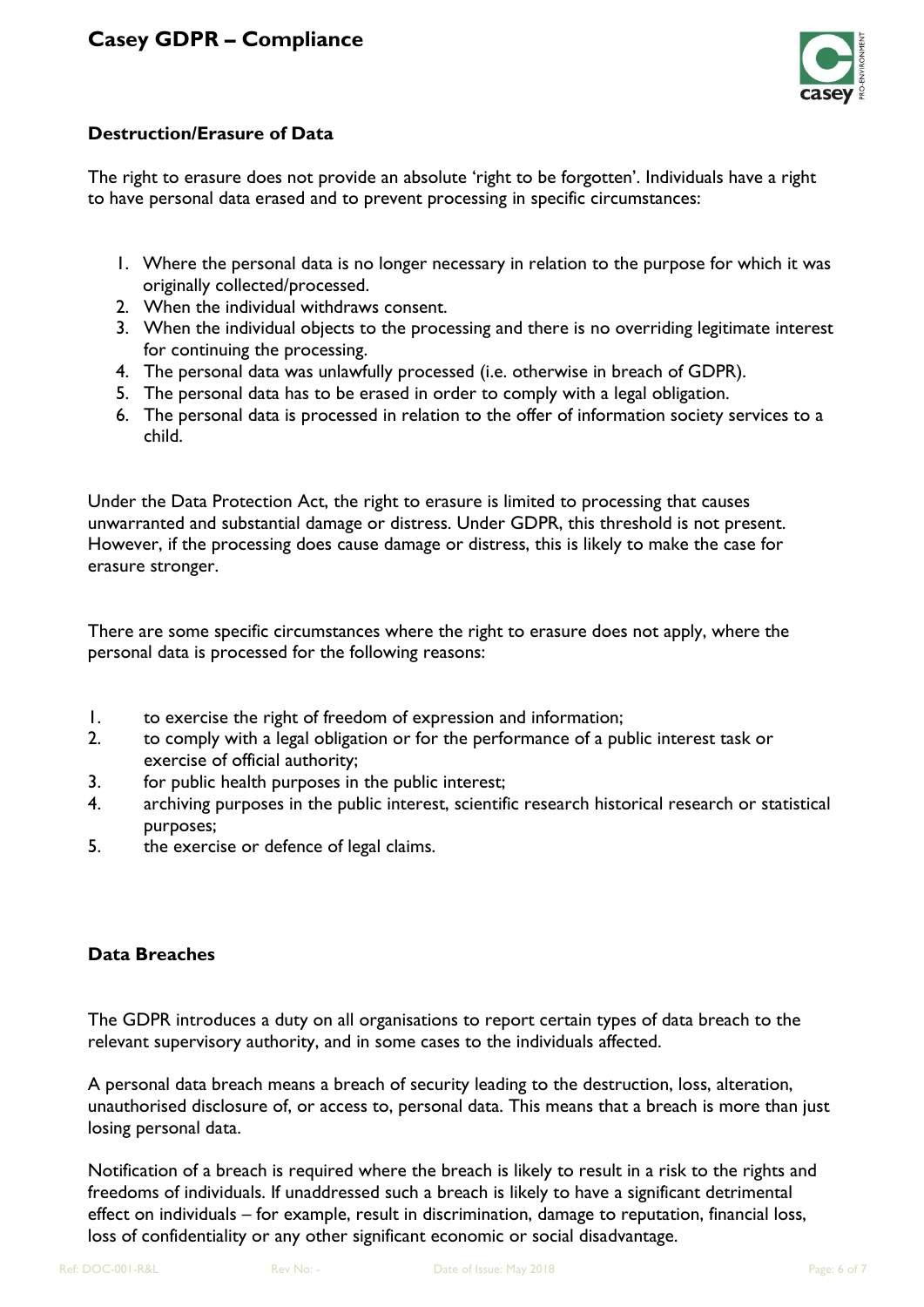## Destruction/Erasure of Data

The right to erasure does not provide an absolute 'right to be forgotten'. Individuals have a right to have personal data erased and to prevent processing in specific circumstances:

1. Where the personal data is no longer necessary in relation to the purpose for which it was originally collected/processed.
2. When the individual withdraws consent.
3. When the individual objects to the processing and there is no overriding legitimate interest for continuing the processing.
4. The personal data was unlawfully processed (i.e. otherwise in breach of GDPR).
5. The personal data has to be erased in order to comply with a legal obligation.
6. The personal data is processed in relation to the offer of information society services to a child.

Under the Data Protection Act, the right to erasure is limited to processing that causes unwarranted and substantial damage or distress. Under GDPR, this threshold is not present. However, if the processing does cause damage or distress, this is likely to make the case for erasure stronger.

There are some specific circumstances where the right to erasure does not apply, where the personal data is processed for the following reasons:

1. to exercise the right of freedom of expression and information;
2. to comply with a legal obligation or for the performance of a public interest task or exercise of official authority;
3. for public health purposes in the public interest;
4. archiving purposes in the public interest, scientific research historical research or statistical purposes;
5. the exercise or defence of legal claims.

## Data Breaches

The GDPR introduces a duty on all organisations to report certain types of data breach to the relevant supervisory authority, and in some cases to the individuals affected.

A personal data breach means a breach of security leading to the destruction, loss, alteration, unauthorised disclosure of, or access to, personal data. This means that a breach is more than just losing personal data.

Notification of a breach is required where the breach is likely to result in a risk to the rights and freedoms of individuals. If unaddressed such a breach is likely to have a significant detrimental effect on individuals – for example, result in discrimination, damage to reputation, financial loss, loss of confidentiality or any other significant economic or social disadvantage.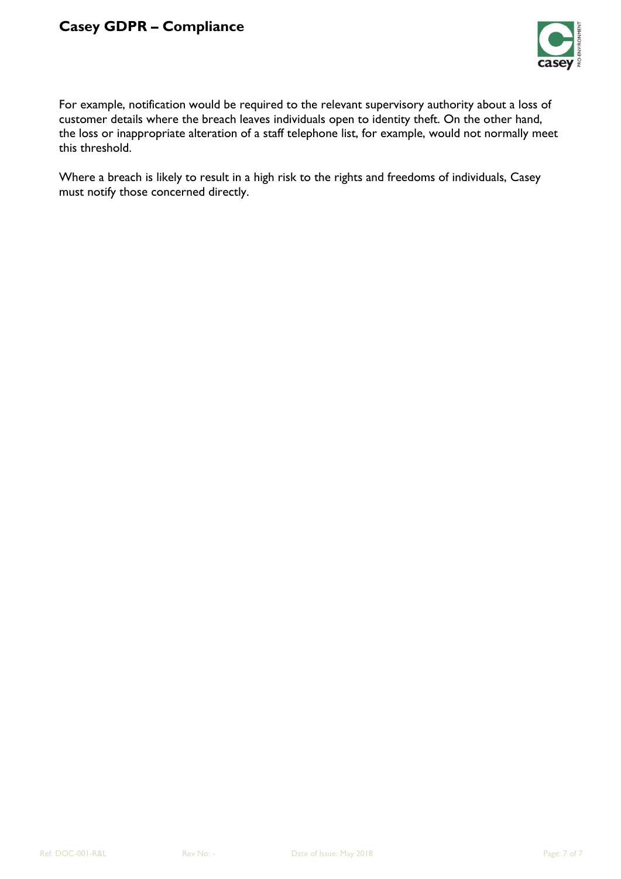For example, notification would be required to the relevant supervisory authority about a loss of customer details where the breach leaves individuals open to identity theft. On the other hand, the loss or inappropriate alteration of a staff telephone list, for example, would not normally meet this threshold.

Where a breach is likely to result in a high risk to the rights and freedoms of individuals, Casey must notify those concerned directly.